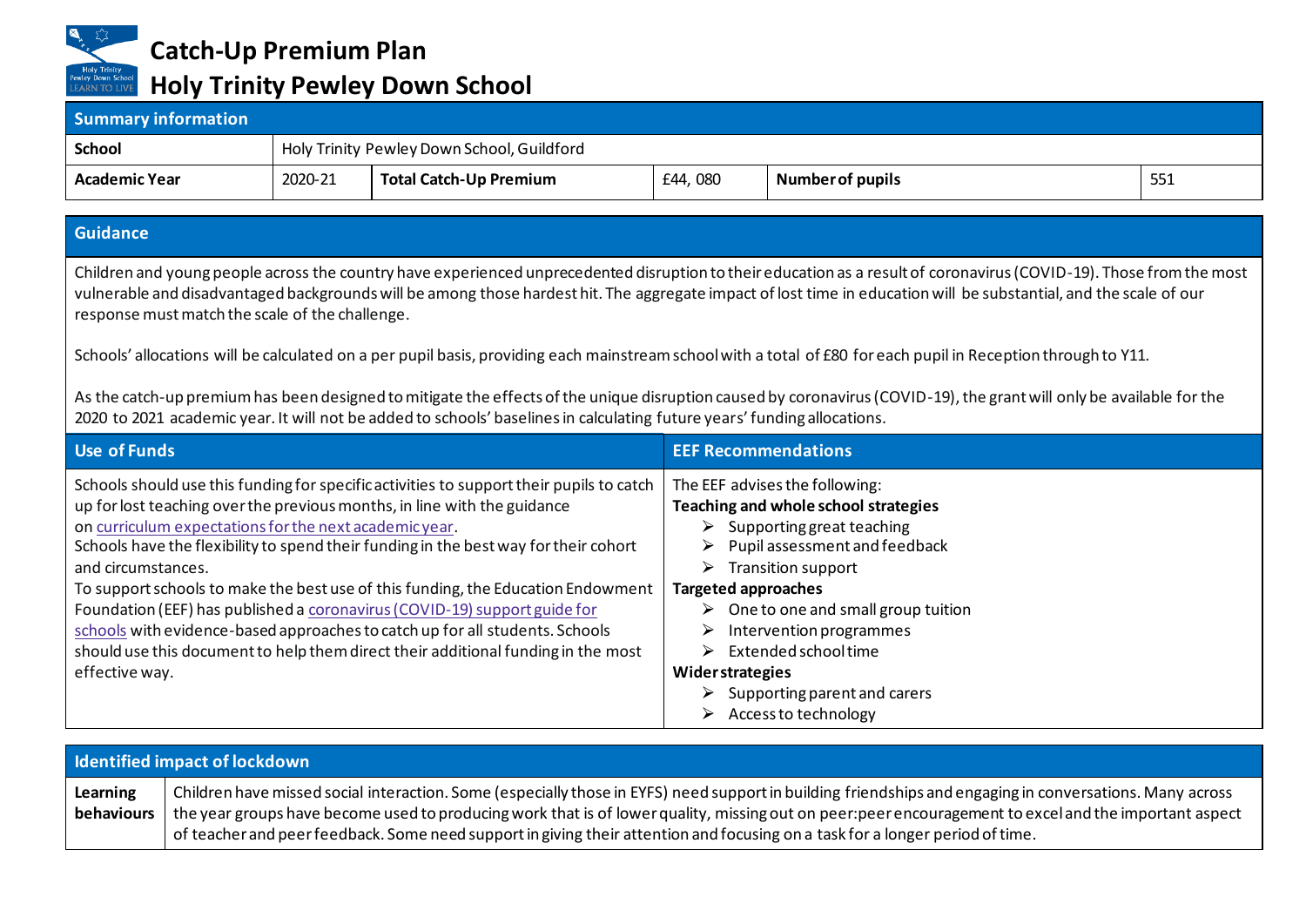# Catch-Up Premium Plan

# Holy Trinity Pewley Down School

## Summary information

| School | Holy Trinity Pewley Down School, Guildford | | | | |
|---|---|---|---|---|---|
| **Academic Year** | 2020-21 | **Total Catch-Up Premium** | £44, 080 | **Number of pupils** | 551 |

## Guidance

Children and young people across the country have experienced unprecedented disruption to their education as a result of coronavirus (COVID-19). Those from the most vulnerable and disadvantaged backgrounds will be among those hardest hit. The aggregate impact of lost time in education will be substantial, and the scale of our response must match the scale of the challenge.

Schools' allocations will be calculated on a per pupil basis, providing each mainstream school with a total of £80 for each pupil in Reception through to Y11.

As the catch-up premium has been designed to mitigate the effects of the unique disruption caused by coronavirus (COVID-19), the grant will only be available for the 2020 to 2021 academic year. It will not be added to schools' baselines in calculating future years' funding allocations.

| Use of Funds | EEF Recommendations |
|---|---|
| Schools should use this funding for specific activities to support their pupils to catch up for lost teaching over the previous months, in line with the guidance on curriculum expectations for the next academic year.<br>Schools have the flexibility to spend their funding in the best way for their cohort and circumstances.<br>To support schools to make the best use of this funding, the Education Endowment Foundation (EEF) has published a coronavirus (COVID-19) support guide for schools with evidence-based approaches to catch up for all students. Schools should use this document to help them direct their additional funding in the most effective way. | The EEF advises the following:<br>**Teaching and whole school strategies**<br>➢ Supporting great teaching<br>➢ Pupil assessment and feedback<br>➢ Transition support<br>**Targeted approaches**<br>➢ One to one and small group tuition<br>➢ Intervention programmes<br>➢ Extended school time<br>**Wider strategies**<br>➢ Supporting parent and carers<br>➢ Access to technology |

## Identified impact of lockdown

| | |
|---|---|
| **Learning behaviours** | Children have missed social interaction. Some (especially those in EYFS) need support in building friendships and engaging in conversations. Many across the year groups have become used to producing work that is of lower quality, missing out on peer:peer encouragement to excel and the important aspect of teacher and peer feedback. Some need support in giving their attention and focusing on a task for a longer period of time. |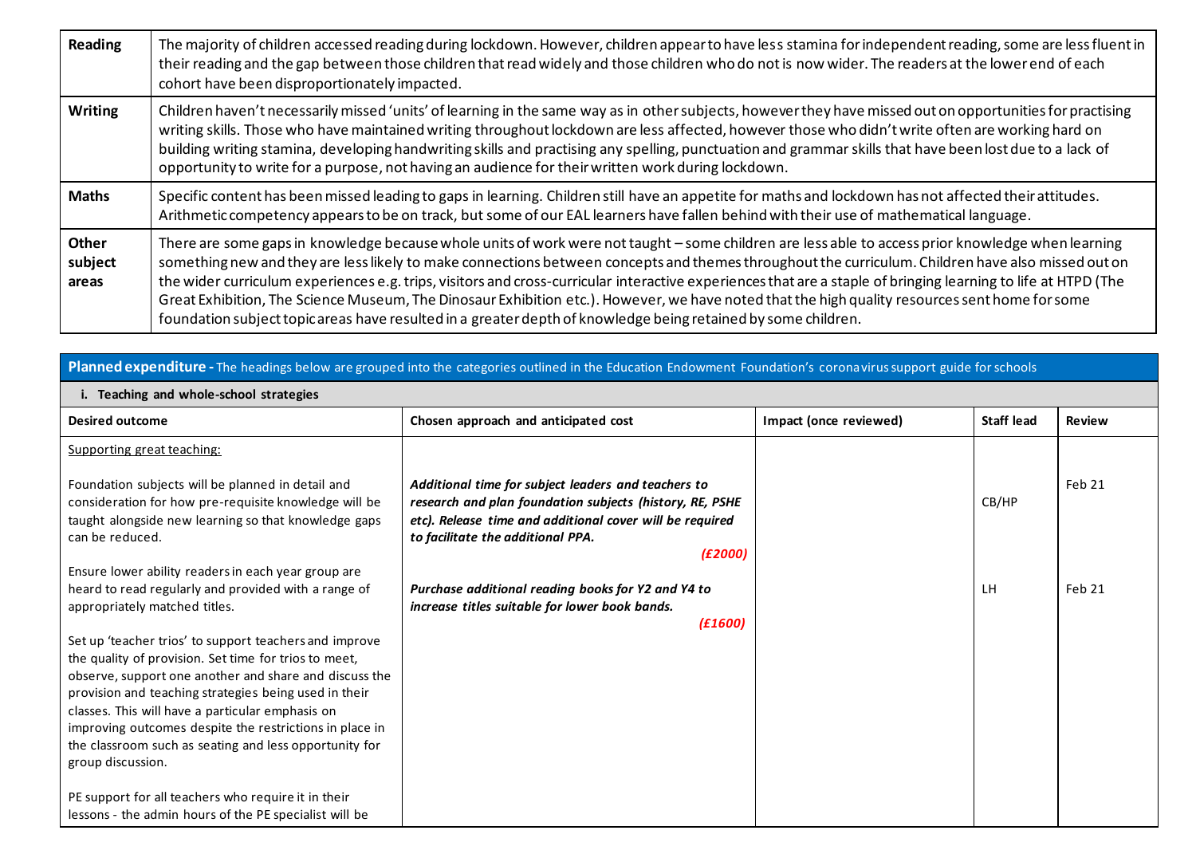| | |
|---|---|
| **Reading** | The majority of children accessed reading during lockdown. However, children appear to have less stamina for independent reading, some are less fluent in their reading and the gap between those children that read widely and those children who do not is now wider. The readers at the lower end of each cohort have been disproportionately impacted. |
| **Writing** | Children haven't necessarily missed 'units' of learning in the same way as in other subjects, however they have missed out on opportunities for practising writing skills. Those who have maintained writing throughout lockdown are less affected, however those who didn't write often are working hard on building writing stamina, developing handwriting skills and practising any spelling, punctuation and grammar skills that have been lost due to a lack of opportunity to write for a purpose, not having an audience for their written work during lockdown. |
| **Maths** | Specific content has been missed leading to gaps in learning. Children still have an appetite for maths and lockdown has not affected their attitudes. Arithmetic competency appears to be on track, but some of our EAL learners have fallen behind with their use of mathematical language. |
| **Other subject areas** | There are some gaps in knowledge because whole units of work were not taught – some children are less able to access prior knowledge when learning something new and they are less likely to make connections between concepts and themes throughout the curriculum. Children have also missed out on the wider curriculum experiences e.g. trips, visitors and cross-curricular interactive experiences that are a staple of bringing learning to life at HTPD (The Great Exhibition, The Science Museum, The Dinosaur Exhibition etc.). However, we have noted that the high quality resources sent home for some foundation subject topic areas have resulted in a greater depth of knowledge being retained by some children. |

**Planned expenditure -** The headings below are grouped into the categories outlined in the Education Endowment Foundation's coronavirus support guide for schools

**i. Teaching and whole-school strategies**

| Desired outcome | Chosen approach and anticipated cost | Impact (once reviewed) | Staff lead | Review |
|---|---|---|---|---|
| Supporting great teaching: | | | | |
| Foundation subjects will be planned in detail and consideration for how pre-requisite knowledge will be taught alongside new learning so that knowledge gaps can be reduced. | ***Additional time for subject leaders and teachers to research and plan foundation subjects (history, RE, PSHE etc). Release time and additional cover will be required to facilitate the additional PPA.*** ***(£2000)*** | | CB/HP | Feb 21 |
| Ensure lower ability readers in each year group are heard to read regularly and provided with a range of appropriately matched titles. | ***Purchase additional reading books for Y2 and Y4 to increase titles suitable for lower book bands.*** ***(£1600)*** | | LH | Feb 21 |
| Set up 'teacher trios' to support teachers and improve the quality of provision. Set time for trios to meet, observe, support one another and share and discuss the provision and teaching strategies being used in their classes. This will have a particular emphasis on improving outcomes despite the restrictions in place in the classroom such as seating and less opportunity for group discussion. | | | | |
| PE support for all teachers who require it in their lessons - the admin hours of the PE specialist will be | | | | |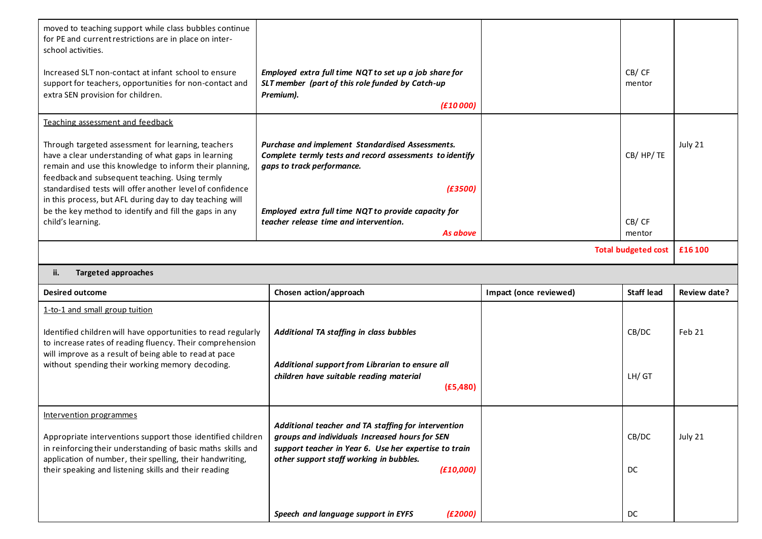| | | | | |
|---|---|---|---|---|
| moved to teaching support while class bubbles continue for PE and current restrictions are in place on inter-school activities.<br><br>Increased SLT non-contact at infant school to ensure support for teachers, opportunities for non-contact and extra SEN provision for children. | ***Employed extra full time NQT to set up a job share for SLT member (part of this role funded by Catch-up Premium).***<br>***(£10 000)*** | | CB/ CF mentor | |
| Teaching assessment and feedback<br><br>Through targeted assessment for learning, teachers have a clear understanding of what gaps in learning remain and use this knowledge to inform their planning, feedback and subsequent teaching. Using termly standardised tests will offer another level of confidence in this process, but AFL during day to day teaching will be the key method to identify and fill the gaps in any child's learning. | ***Purchase and implement Standardised Assessments. Complete termly tests and record assessments to identify gaps to track performance.***<br>***(£3500)***<br><br>***Employed extra full time NQT to provide capacity for teacher release time and intervention.***<br>***As above*** | | CB/ HP/ TE<br><br>CB/ CF mentor | July 21 |
| | | | **Total budgeted cost** | **£16 100** |

**ii. Targeted approaches**

| Desired outcome | Chosen action/approach | Impact (once reviewed) | Staff lead | Review date? |
|---|---|---|---|---|
| 1-to-1 and small group tuition<br><br>Identified children will have opportunities to read regularly to increase rates of reading fluency. Their comprehension will improve as a result of being able to read at pace without spending their working memory decoding. | ***Additional TA staffing in class bubbles***<br><br>***Additional support from Librarian to ensure all children have suitable reading material***<br>**(£5,480)** | | CB/DC<br><br>LH/ GT | Feb 21 |
| Intervention programmes<br><br>Appropriate interventions support those identified children in reinforcing their understanding of basic maths skills and application of number, their spelling, their handwriting, their speaking and listening skills and their reading | ***Additional teacher and TA staffing for intervention groups and individuals Increased hours for SEN support teacher in Year 6. Use her expertise to train other support staff working in bubbles.***<br>***(£10,000)***<br><br>***Speech and language support in EYFS (£2000)*** | | CB/DC<br><br>DC<br><br>DC | July 21 |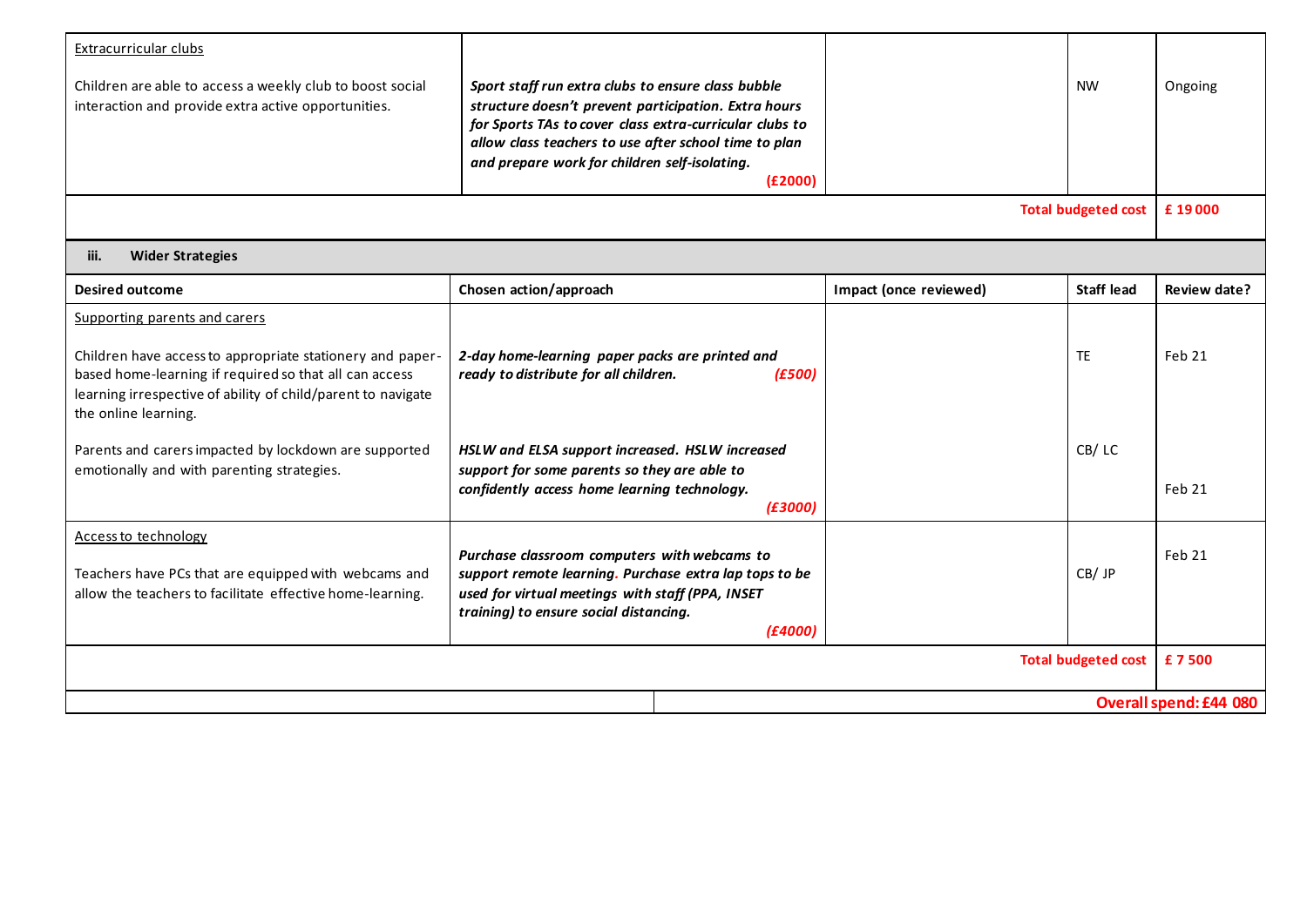| | | | | |
|---|---|---|---|---|
| Extracurricular clubs<br><br>Children are able to access a weekly club to boost social interaction and provide extra active opportunities. | ***Sport staff run extra clubs to ensure class bubble structure doesn't prevent participation. Extra hours for Sports TAs to cover class extra-curricular clubs to allow class teachers to use after school time to plan and prepare work for children self-isolating.*** **(£2000)** | | NW | Ongoing |
| | | | **Total budgeted cost** | **£ 19 000** |

**iii. Wider Strategies**

| Desired outcome | Chosen action/approach | Impact (once reviewed) | Staff lead | Review date? |
|---|---|---|---|---|
| Supporting parents and carers<br><br>Children have access to appropriate stationery and paper-based home-learning if required so that all can access learning irrespective of ability of child/parent to navigate the online learning. | ***2-day home-learning paper packs are printed and ready to distribute for all children. (£500)*** | | TE | Feb 21 |
| Parents and carers impacted by lockdown are supported emotionally and with parenting strategies. | ***HSLW and ELSA support increased. HSLW increased support for some parents so they are able to confidently access home learning technology. (£3000)*** | | CB/ LC | Feb 21 |
| Access to technology<br><br>Teachers have PCs that are equipped with webcams and allow the teachers to facilitate effective home-learning. | ***Purchase classroom computers with webcams to support remote learning. Purchase extra lap tops to be used for virtual meetings with staff (PPA, INSET training) to ensure social distancing. (£4000)*** | | CB/ JP | Feb 21 |
| | | | **Total budgeted cost** | **£ 7 500** |
| | | | | **Overall spend: £44 080** |